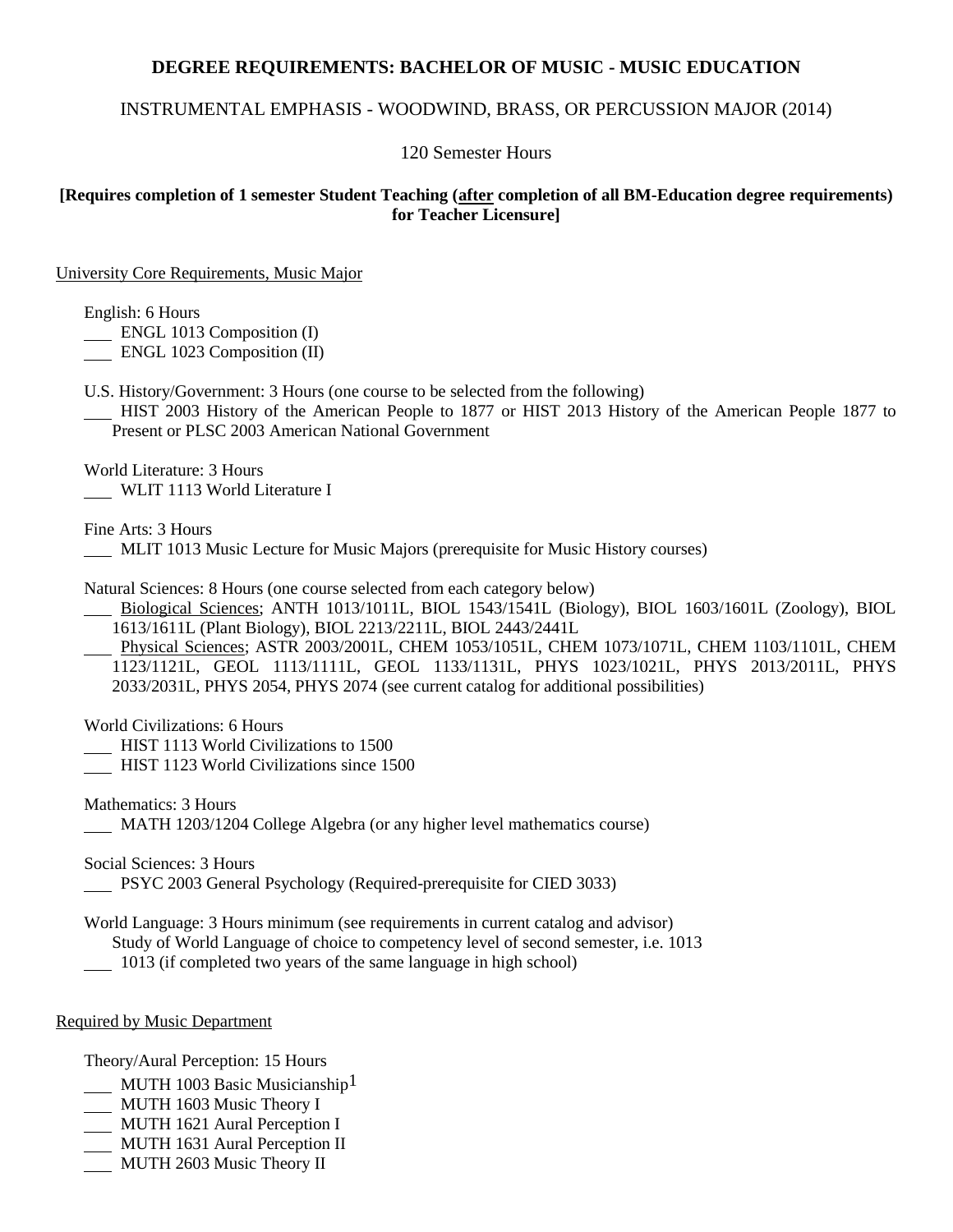# DEGREE REQUIREMENTS: BACHELOR OF MUSIC - MUSIC EDUCATION

## INSTRUMENTAL EMPHASIS - WOODWIND, BRASS, OR PERCUSSION MAJOR (2014)

120 Semester Hours

**[Requires completion of 1 semester Student Teaching (after completion of all BM-Education degree requirements) for Teacher Licensure]**

University Core Requirements, Music Major

English: 6 Hours
\_\_\_ ENGL 1013 Composition (I)
\_\_\_ ENGL 1023 Composition (II)

U.S. History/Government: 3 Hours (one course to be selected from the following)
\_\_\_ HIST 2003 History of the American People to 1877 or HIST 2013 History of the American People 1877 to Present or PLSC 2003 American National Government

World Literature: 3 Hours
\_\_\_ WLIT 1113 World Literature I

Fine Arts: 3 Hours
\_\_\_ MLIT 1013 Music Lecture for Music Majors (prerequisite for Music History courses)

Natural Sciences: 8 Hours (one course selected from each category below)
\_\_\_ Biological Sciences; ANTH 1013/1011L, BIOL 1543/1541L (Biology), BIOL 1603/1601L (Zoology), BIOL 1613/1611L (Plant Biology), BIOL 2213/2211L, BIOL 2443/2441L
\_\_\_ Physical Sciences; ASTR 2003/2001L, CHEM 1053/1051L, CHEM 1073/1071L, CHEM 1103/1101L, CHEM 1123/1121L, GEOL 1113/1111L, GEOL 1133/1131L, PHYS 1023/1021L, PHYS 2013/2011L, PHYS 2033/2031L, PHYS 2054, PHYS 2074 (see current catalog for additional possibilities)

World Civilizations: 6 Hours
\_\_\_ HIST 1113 World Civilizations to 1500
\_\_\_ HIST 1123 World Civilizations since 1500

Mathematics: 3 Hours
\_\_\_ MATH 1203/1204 College Algebra (or any higher level mathematics course)

Social Sciences: 3 Hours
\_\_\_ PSYC 2003 General Psychology (Required-prerequisite for CIED 3033)

World Language: 3 Hours minimum (see requirements in current catalog and advisor)
Study of World Language of choice to competency level of second semester, i.e. 1013
\_\_\_ 1013 (if completed two years of the same language in high school)

Required by Music Department

Theory/Aural Perception: 15 Hours
\_\_\_ MUTH 1003 Basic Musicianship[1]
\_\_\_ MUTH 1603 Music Theory I
\_\_\_ MUTH 1621 Aural Perception I
\_\_\_ MUTH 1631 Aural Perception II
\_\_\_ MUTH 2603 Music Theory II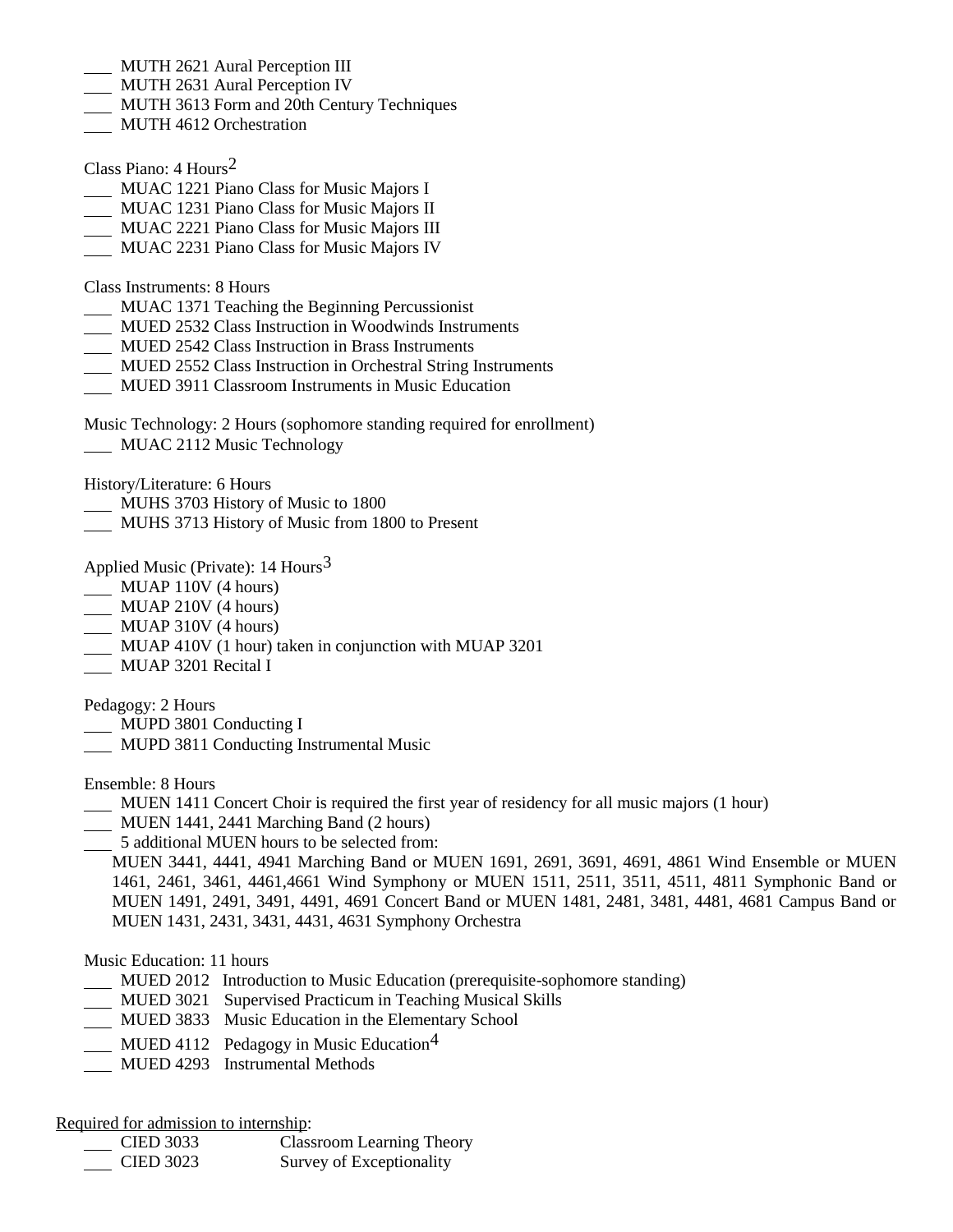___ MUTH 2621 Aural Perception III
___ MUTH 2631 Aural Perception IV
___ MUTH 3613 Form and 20th Century Techniques
___ MUTH 4612 Orchestration

Class Piano: 4 Hours[2]
___ MUAC 1221 Piano Class for Music Majors I
___ MUAC 1231 Piano Class for Music Majors II
___ MUAC 2221 Piano Class for Music Majors III
___ MUAC 2231 Piano Class for Music Majors IV

Class Instruments: 8 Hours
___ MUAC 1371 Teaching the Beginning Percussionist
___ MUED 2532 Class Instruction in Woodwinds Instruments
___ MUED 2542 Class Instruction in Brass Instruments
___ MUED 2552 Class Instruction in Orchestral String Instruments
___ MUED 3911 Classroom Instruments in Music Education

Music Technology: 2 Hours (sophomore standing required for enrollment)
___ MUAC 2112 Music Technology

History/Literature: 6 Hours
___ MUHS 3703 History of Music to 1800
___ MUHS 3713 History of Music from 1800 to Present

Applied Music (Private): 14 Hours[3]
___ MUAP 110V (4 hours)
___ MUAP 210V (4 hours)
___ MUAP 310V (4 hours)
___ MUAP 410V (1 hour) taken in conjunction with MUAP 3201
___ MUAP 3201 Recital I

Pedagogy: 2 Hours
___ MUPD 3801 Conducting I
___ MUPD 3811 Conducting Instrumental Music

Ensemble: 8 Hours
___ MUEN 1411 Concert Choir is required the first year of residency for all music majors (1 hour)
___ MUEN 1441, 2441 Marching Band (2 hours)
___ 5 additional MUEN hours to be selected from:
MUEN 3441, 4441, 4941 Marching Band or MUEN 1691, 2691, 3691, 4691, 4861 Wind Ensemble or MUEN 1461, 2461, 3461, 4461,4661 Wind Symphony or MUEN 1511, 2511, 3511, 4511, 4811 Symphonic Band or MUEN 1491, 2491, 3491, 4491, 4691 Concert Band or MUEN 1481, 2481, 3481, 4481, 4681 Campus Band or MUEN 1431, 2431, 3431, 4431, 4631 Symphony Orchestra

Music Education: 11 hours
___ MUED 2012 Introduction to Music Education (prerequisite-sophomore standing)
___ MUED 3021 Supervised Practicum in Teaching Musical Skills
___ MUED 3833 Music Education in the Elementary School
___ MUED 4112 Pedagogy in Music Education[4]
___ MUED 4293 Instrumental Methods

<u>Required for admission to internship</u>:
___ CIED 3033 Classroom Learning Theory
___ CIED 3023 Survey of Exceptionality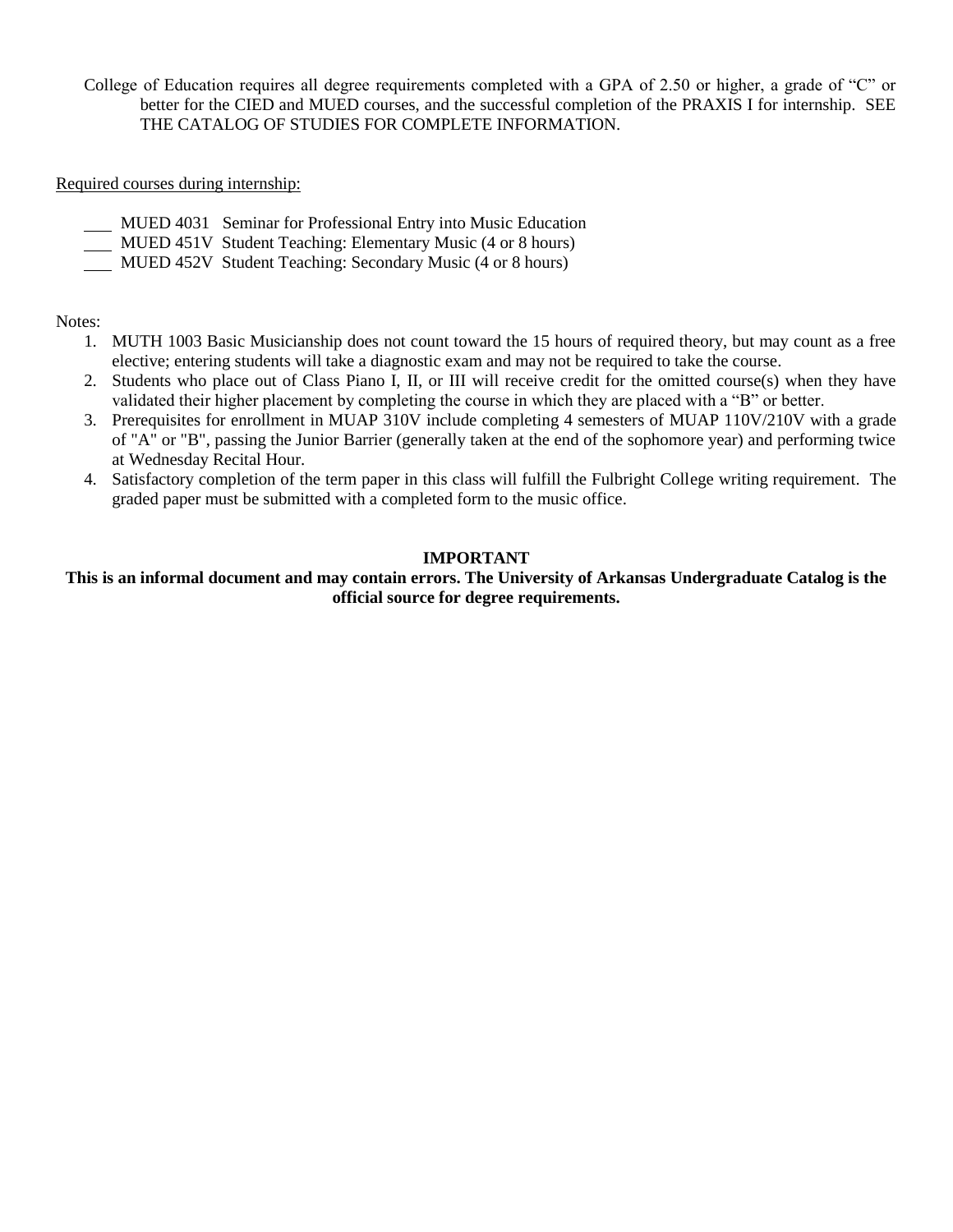College of Education requires all degree requirements completed with a GPA of 2.50 or higher, a grade of "C" or better for the CIED and MUED courses, and the successful completion of the PRAXIS I for internship. SEE THE CATALOG OF STUDIES FOR COMPLETE INFORMATION.

Required courses during internship:

- \_\_\_ MUED 4031 Seminar for Professional Entry into Music Education
- \_\_\_ MUED 451V Student Teaching: Elementary Music (4 or 8 hours)
- \_\_\_ MUED 452V Student Teaching: Secondary Music (4 or 8 hours)

Notes:

1. MUTH 1003 Basic Musicianship does not count toward the 15 hours of required theory, but may count as a free elective; entering students will take a diagnostic exam and may not be required to take the course.
2. Students who place out of Class Piano I, II, or III will receive credit for the omitted course(s) when they have validated their higher placement by completing the course in which they are placed with a "B" or better.
3. Prerequisites for enrollment in MUAP 310V include completing 4 semesters of MUAP 110V/210V with a grade of "A" or "B", passing the Junior Barrier (generally taken at the end of the sophomore year) and performing twice at Wednesday Recital Hour.
4. Satisfactory completion of the term paper in this class will fulfill the Fulbright College writing requirement. The graded paper must be submitted with a completed form to the music office.

**IMPORTANT**

**This is an informal document and may contain errors. The University of Arkansas Undergraduate Catalog is the official source for degree requirements.**